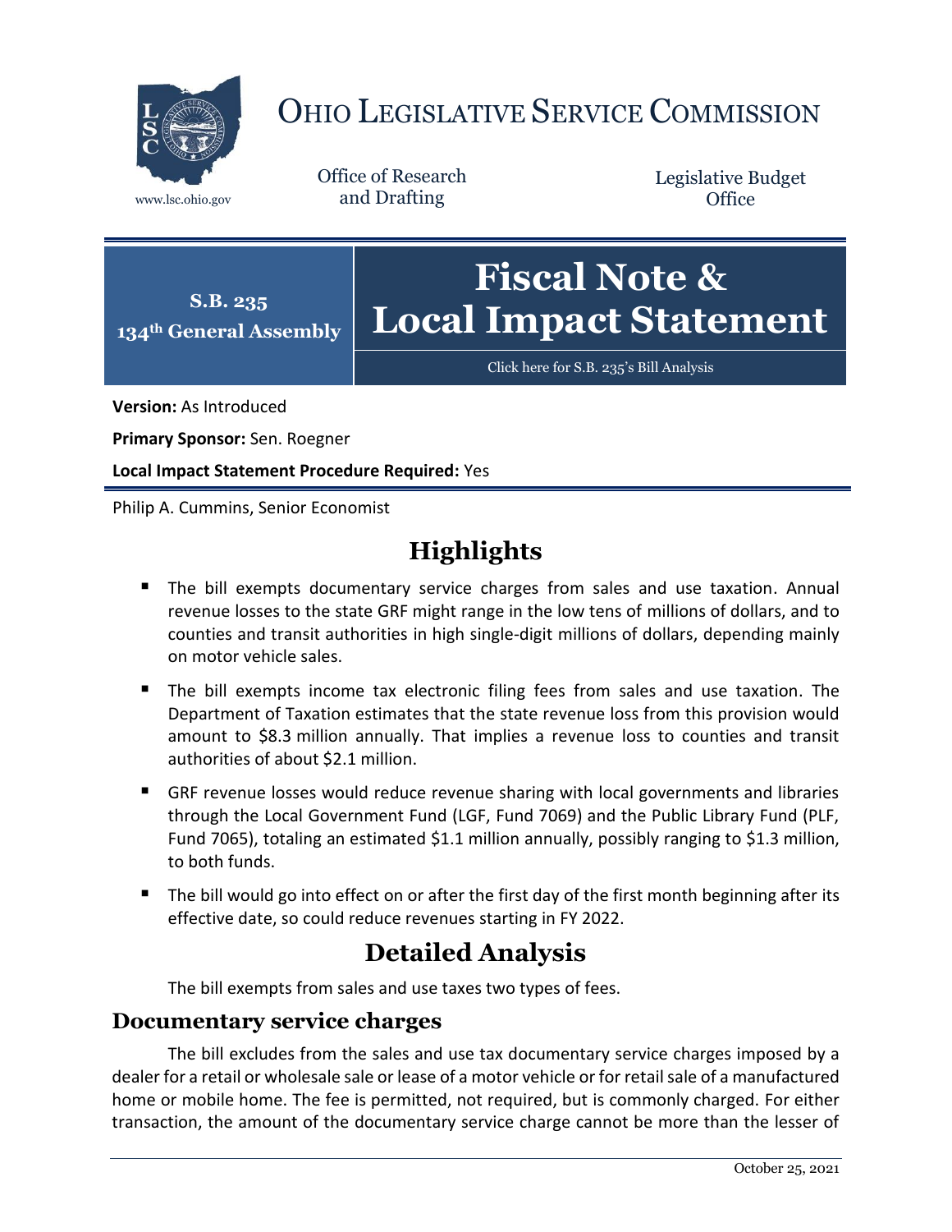# OHIO LEGISLATIVE SERVICE COMMISSION

www.lsc.ohio.gov

Office of Research and Drafting

Legislative Budget Office

**S.B. 235**
**134th General Assembly**

# Fiscal Note & Local Impact Statement

Click here for S.B. 235's Bill Analysis

**Version:** As Introduced

**Primary Sponsor:** Sen. Roegner

**Local Impact Statement Procedure Required:** Yes

Philip A. Cummins, Senior Economist

## Highlights

- The bill exempts documentary service charges from sales and use taxation. Annual revenue losses to the state GRF might range in the low tens of millions of dollars, and to counties and transit authorities in high single-digit millions of dollars, depending mainly on motor vehicle sales.
- The bill exempts income tax electronic filing fees from sales and use taxation. The Department of Taxation estimates that the state revenue loss from this provision would amount to $8.3 million annually. That implies a revenue loss to counties and transit authorities of about $2.1 million.
- GRF revenue losses would reduce revenue sharing with local governments and libraries through the Local Government Fund (LGF, Fund 7069) and the Public Library Fund (PLF, Fund 7065), totaling an estimated $1.1 million annually, possibly ranging to $1.3 million, to both funds.
- The bill would go into effect on or after the first day of the first month beginning after its effective date, so could reduce revenues starting in FY 2022.

## Detailed Analysis

The bill exempts from sales and use taxes two types of fees.

### Documentary service charges

The bill excludes from the sales and use tax documentary service charges imposed by a dealer for a retail or wholesale sale or lease of a motor vehicle or for retail sale of a manufactured home or mobile home. The fee is permitted, not required, but is commonly charged. For either transaction, the amount of the documentary service charge cannot be more than the lesser of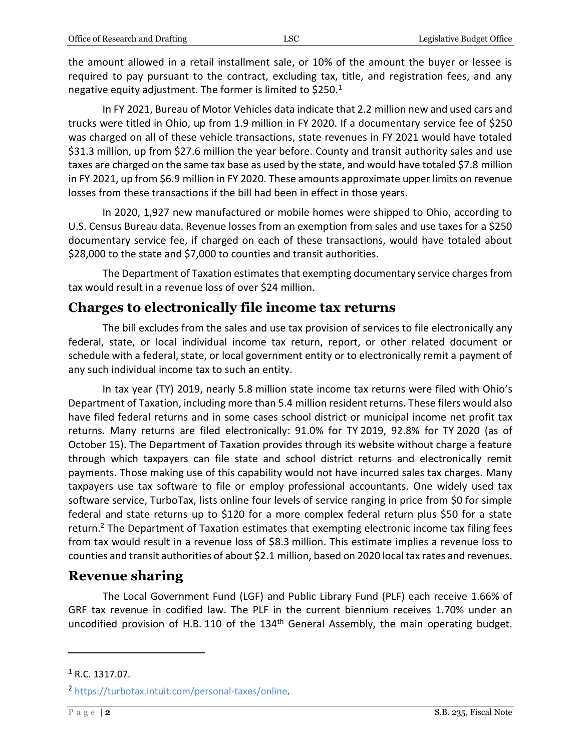the amount allowed in a retail installment sale, or 10% of the amount the buyer or lessee is required to pay pursuant to the contract, excluding tax, title, and registration fees, and any negative equity adjustment. The former is limited to $250.[1]

In FY 2021, Bureau of Motor Vehicles data indicate that 2.2 million new and used cars and trucks were titled in Ohio, up from 1.9 million in FY 2020. If a documentary service fee of $250 was charged on all of these vehicle transactions, state revenues in FY 2021 would have totaled $31.3 million, up from $27.6 million the year before. County and transit authority sales and use taxes are charged on the same tax base as used by the state, and would have totaled $7.8 million in FY 2021, up from $6.9 million in FY 2020. These amounts approximate upper limits on revenue losses from these transactions if the bill had been in effect in those years.

In 2020, 1,927 new manufactured or mobile homes were shipped to Ohio, according to U.S. Census Bureau data. Revenue losses from an exemption from sales and use taxes for a $250 documentary service fee, if charged on each of these transactions, would have totaled about $28,000 to the state and $7,000 to counties and transit authorities.

The Department of Taxation estimates that exempting documentary service charges from tax would result in a revenue loss of over $24 million.

## Charges to electronically file income tax returns

The bill excludes from the sales and use tax provision of services to file electronically any federal, state, or local individual income tax return, report, or other related document or schedule with a federal, state, or local government entity or to electronically remit a payment of any such individual income tax to such an entity.

In tax year (TY) 2019, nearly 5.8 million state income tax returns were filed with Ohio's Department of Taxation, including more than 5.4 million resident returns. These filers would also have filed federal returns and in some cases school district or municipal income net profit tax returns. Many returns are filed electronically: 91.0% for TY 2019, 92.8% for TY 2020 (as of October 15). The Department of Taxation provides through its website without charge a feature through which taxpayers can file state and school district returns and electronically remit payments. Those making use of this capability would not have incurred sales tax charges. Many taxpayers use tax software to file or employ professional accountants. One widely used tax software service, TurboTax, lists online four levels of service ranging in price from $0 for simple federal and state returns up to $120 for a more complex federal return plus $50 for a state return.[2] The Department of Taxation estimates that exempting electronic income tax filing fees from tax would result in a revenue loss of $8.3 million. This estimate implies a revenue loss to counties and transit authorities of about $2.1 million, based on 2020 local tax rates and revenues.

## Revenue sharing

The Local Government Fund (LGF) and Public Library Fund (PLF) each receive 1.66% of GRF tax revenue in codified law. The PLF in the current biennium receives 1.70% under an uncodified provision of H.B. 110 of the 134th General Assembly, the main operating budget.

---

[1] R.C. 1317.07.

[2] https://turbotax.intuit.com/personal-taxes/online.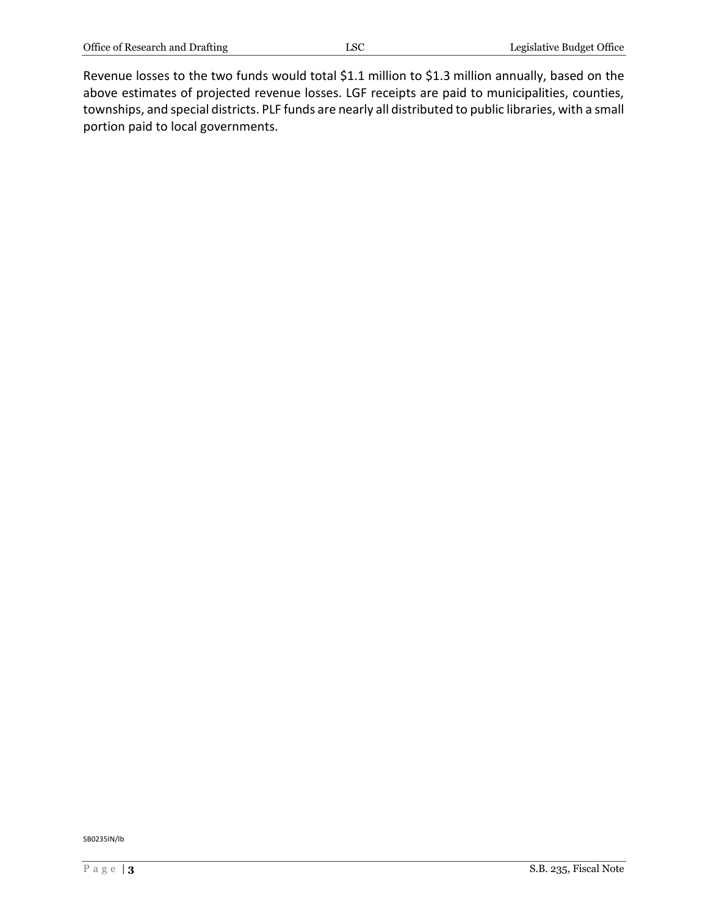Revenue losses to the two funds would total $1.1 million to $1.3 million annually, based on the above estimates of projected revenue losses. LGF receipts are paid to municipalities, counties, townships, and special districts. PLF funds are nearly all distributed to public libraries, with a small portion paid to local governments.

SB0235IN/lb